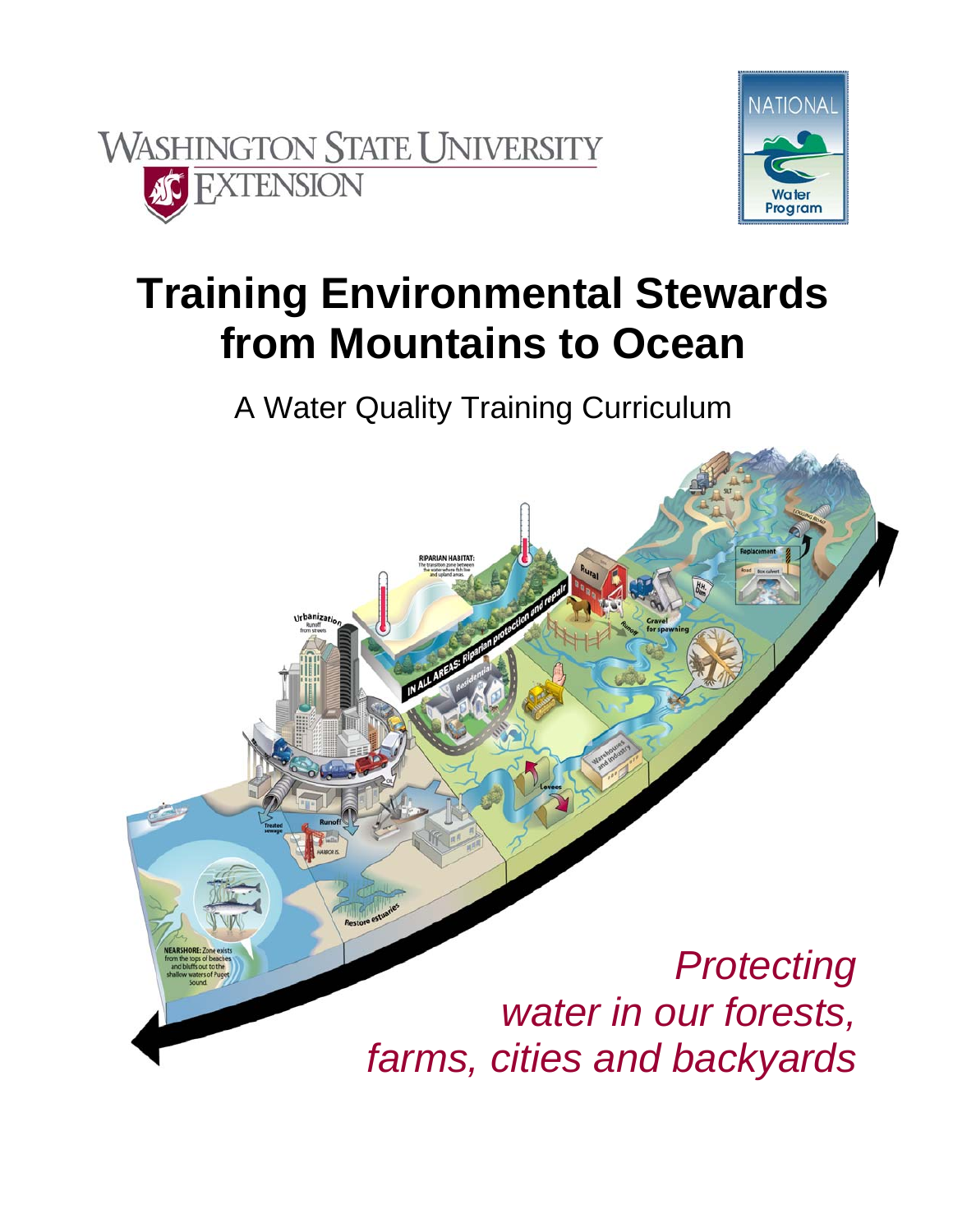WASHINGTON STATE UNIVERSITY EXTENSION

NATIONAL Water Program

# Training Environmental Stewards from Mountains to Ocean

A Water Quality Training Curriculum

*Protecting water in our forests, farms, cities and backyards*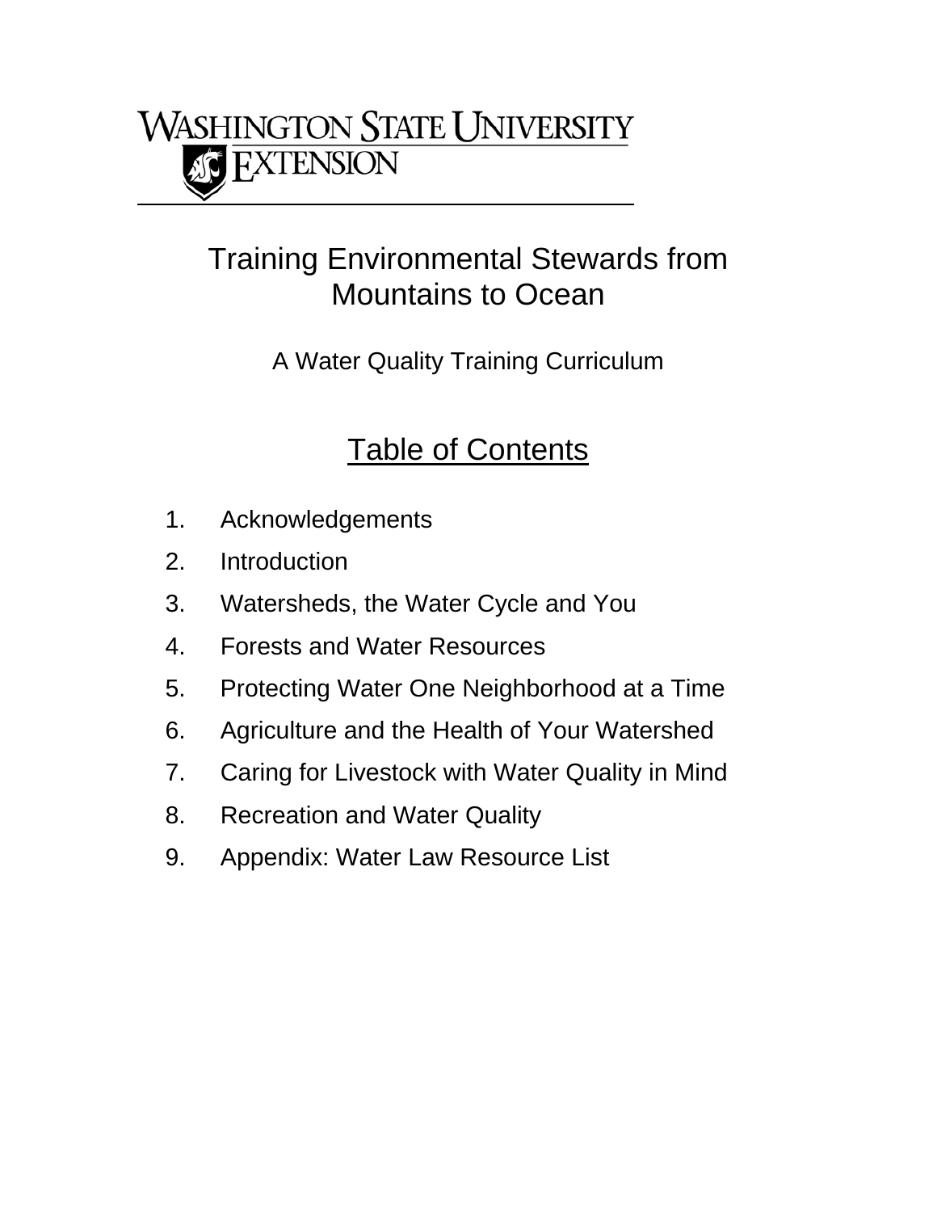Washington State University Extension

# Training Environmental Stewards from Mountains to Ocean

A Water Quality Training Curriculum

## Table of Contents

1. Acknowledgements
2. Introduction
3. Watersheds, the Water Cycle and You
4. Forests and Water Resources
5. Protecting Water One Neighborhood at a Time
6. Agriculture and the Health of Your Watershed
7. Caring for Livestock with Water Quality in Mind
8. Recreation and Water Quality
9. Appendix: Water Law Resource List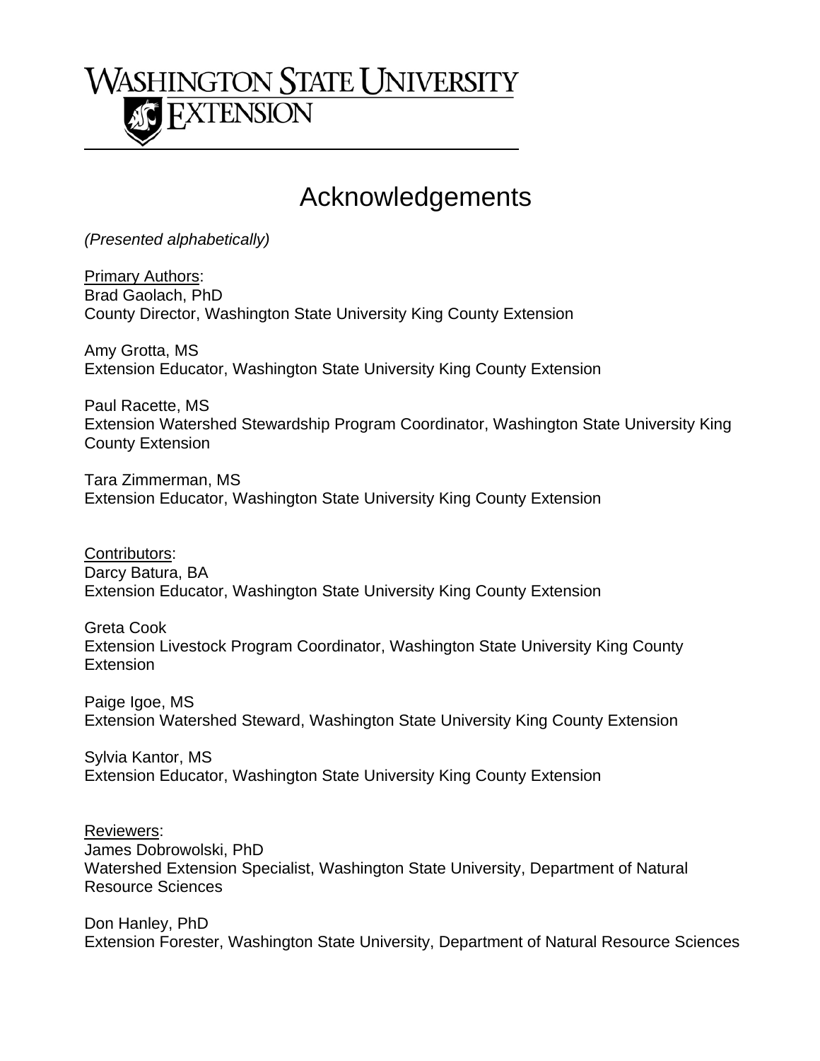# Acknowledgements

*(Presented alphabetically)*

Primary Authors:
Brad Gaolach, PhD
County Director, Washington State University King County Extension

Amy Grotta, MS
Extension Educator, Washington State University King County Extension

Paul Racette, MS
Extension Watershed Stewardship Program Coordinator, Washington State University King County Extension

Tara Zimmerman, MS
Extension Educator, Washington State University King County Extension

Contributors:
Darcy Batura, BA
Extension Educator, Washington State University King County Extension

Greta Cook
Extension Livestock Program Coordinator, Washington State University King County Extension

Paige Igoe, MS
Extension Watershed Steward, Washington State University King County Extension

Sylvia Kantor, MS
Extension Educator, Washington State University King County Extension

Reviewers:
James Dobrowolski, PhD
Watershed Extension Specialist, Washington State University, Department of Natural Resource Sciences

Don Hanley, PhD
Extension Forester, Washington State University, Department of Natural Resource Sciences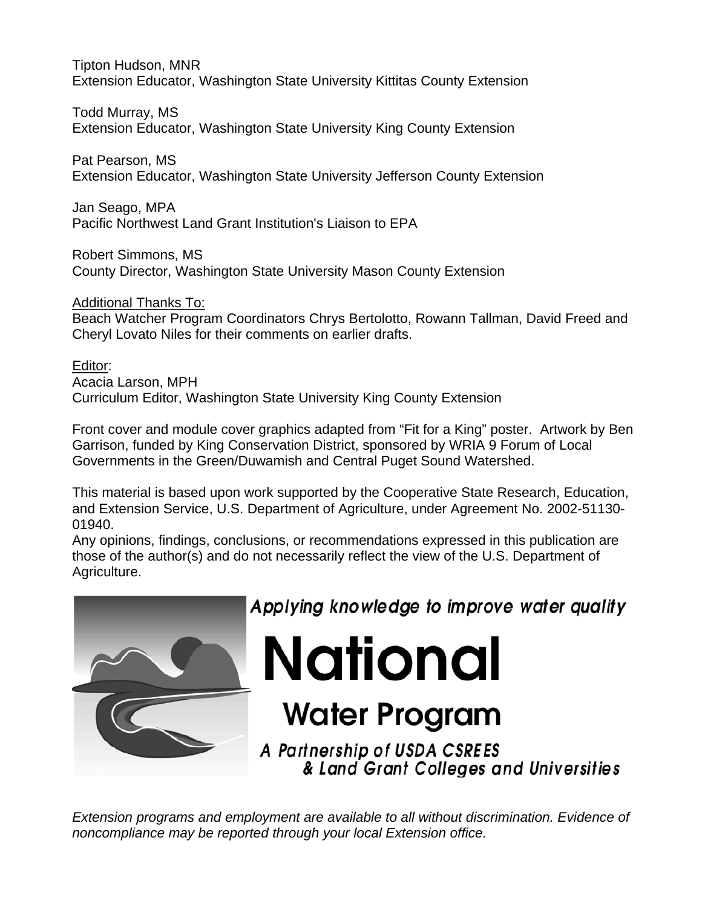Tipton Hudson, MNR
Extension Educator, Washington State University Kittitas County Extension

Todd Murray, MS
Extension Educator, Washington State University King County Extension

Pat Pearson, MS
Extension Educator, Washington State University Jefferson County Extension

Jan Seago, MPA
Pacific Northwest Land Grant Institution's Liaison to EPA

Robert Simmons, MS
County Director, Washington State University Mason County Extension

Additional Thanks To:
Beach Watcher Program Coordinators Chrys Bertolotto, Rowann Tallman, David Freed and Cheryl Lovato Niles for their comments on earlier drafts.

Editor:
Acacia Larson, MPH
Curriculum Editor, Washington State University King County Extension

Front cover and module cover graphics adapted from "Fit for a King" poster. Artwork by Ben Garrison, funded by King Conservation District, sponsored by WRIA 9 Forum of Local Governments in the Green/Duwamish and Central Puget Sound Watershed.

This material is based upon work supported by the Cooperative State Research, Education, and Extension Service, U.S. Department of Agriculture, under Agreement No. 2002-51130-01940.
Any opinions, findings, conclusions, or recommendations expressed in this publication are those of the author(s) and do not necessarily reflect the view of the U.S. Department of Agriculture.

*Applying knowledge to improve water quality*

**National Water Program**

*A Partnership of USDA CSREES & Land Grant Colleges and Universities*

*Extension programs and employment are available to all without discrimination. Evidence of noncompliance may be reported through your local Extension office.*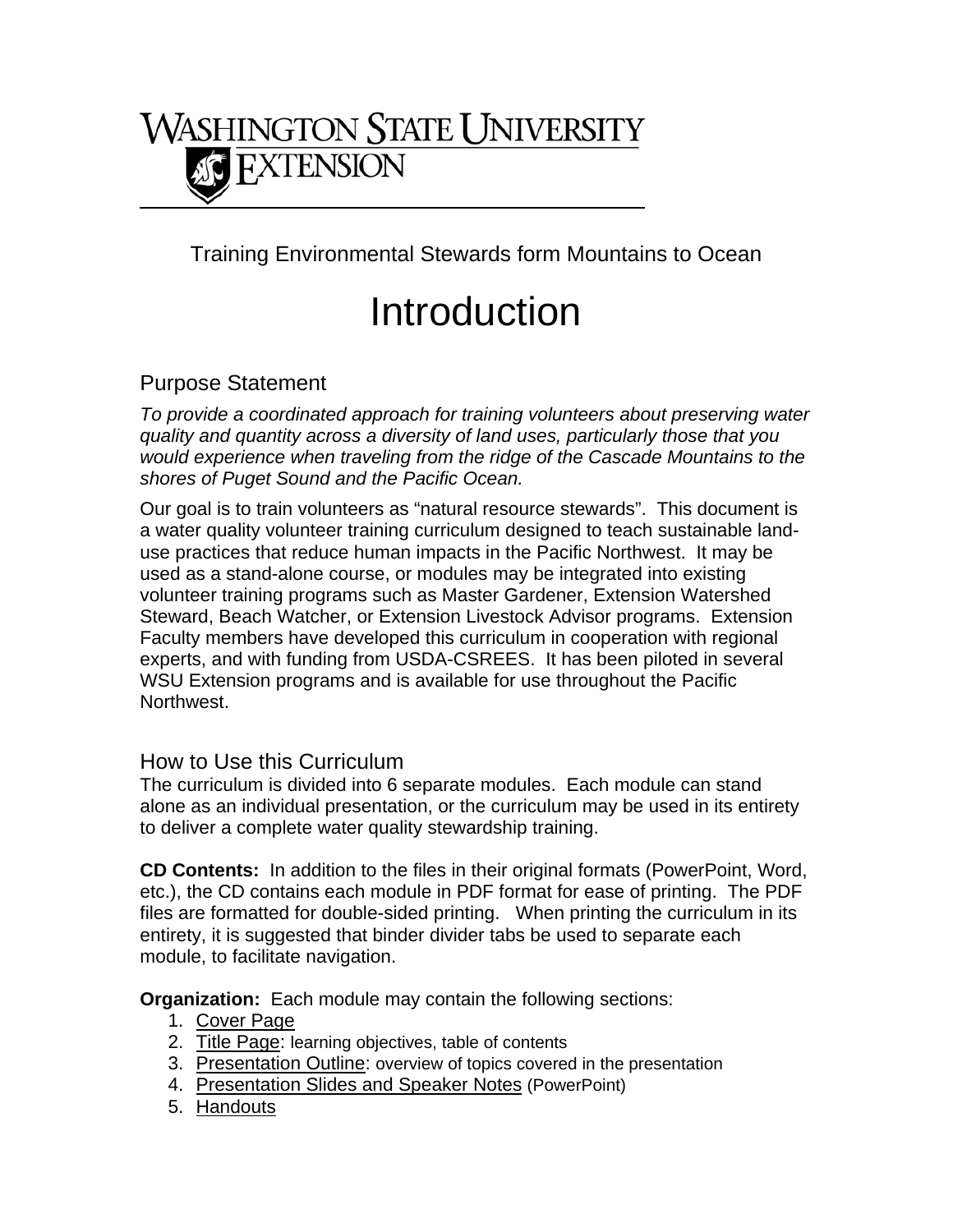WASHINGTON STATE UNIVERSITY
EXTENSION

Training Environmental Stewards form Mountains to Ocean

# Introduction

## Purpose Statement

*To provide a coordinated approach for training volunteers about preserving water quality and quantity across a diversity of land uses, particularly those that you would experience when traveling from the ridge of the Cascade Mountains to the shores of Puget Sound and the Pacific Ocean.*

Our goal is to train volunteers as "natural resource stewards". This document is a water quality volunteer training curriculum designed to teach sustainable land-use practices that reduce human impacts in the Pacific Northwest. It may be used as a stand-alone course, or modules may be integrated into existing volunteer training programs such as Master Gardener, Extension Watershed Steward, Beach Watcher, or Extension Livestock Advisor programs. Extension Faculty members have developed this curriculum in cooperation with regional experts, and with funding from USDA-CSREES. It has been piloted in several WSU Extension programs and is available for use throughout the Pacific Northwest.

## How to Use this Curriculum

The curriculum is divided into 6 separate modules. Each module can stand alone as an individual presentation, or the curriculum may be used in its entirety to deliver a complete water quality stewardship training.

**CD Contents:** In addition to the files in their original formats (PowerPoint, Word, etc.), the CD contains each module in PDF format for ease of printing. The PDF files are formatted for double-sided printing. When printing the curriculum in its entirety, it is suggested that binder divider tabs be used to separate each module, to facilitate navigation.

**Organization:** Each module may contain the following sections:

1. Cover Page
2. Title Page: learning objectives, table of contents
3. Presentation Outline: overview of topics covered in the presentation
4. Presentation Slides and Speaker Notes (PowerPoint)
5. Handouts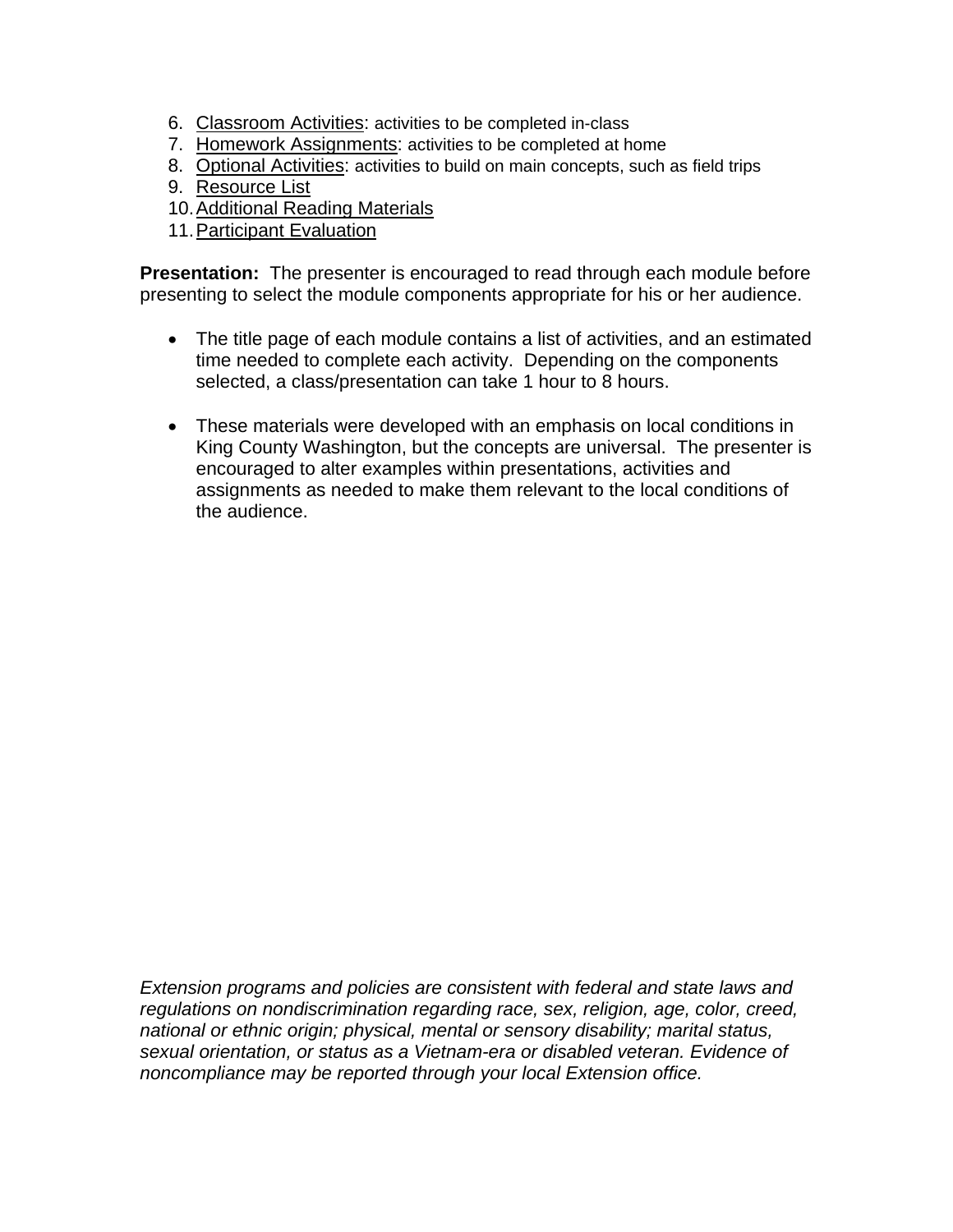6. Classroom Activities: activities to be completed in-class
7. Homework Assignments: activities to be completed at home
8. Optional Activities: activities to build on main concepts, such as field trips
9. Resource List
10. Additional Reading Materials
11. Participant Evaluation

**Presentation:** The presenter is encouraged to read through each module before presenting to select the module components appropriate for his or her audience.

- The title page of each module contains a list of activities, and an estimated time needed to complete each activity. Depending on the components selected, a class/presentation can take 1 hour to 8 hours.

- These materials were developed with an emphasis on local conditions in King County Washington, but the concepts are universal. The presenter is encouraged to alter examples within presentations, activities and assignments as needed to make them relevant to the local conditions of the audience.

*Extension programs and policies are consistent with federal and state laws and regulations on nondiscrimination regarding race, sex, religion, age, color, creed, national or ethnic origin; physical, mental or sensory disability; marital status, sexual orientation, or status as a Vietnam-era or disabled veteran. Evidence of noncompliance may be reported through your local Extension office.*